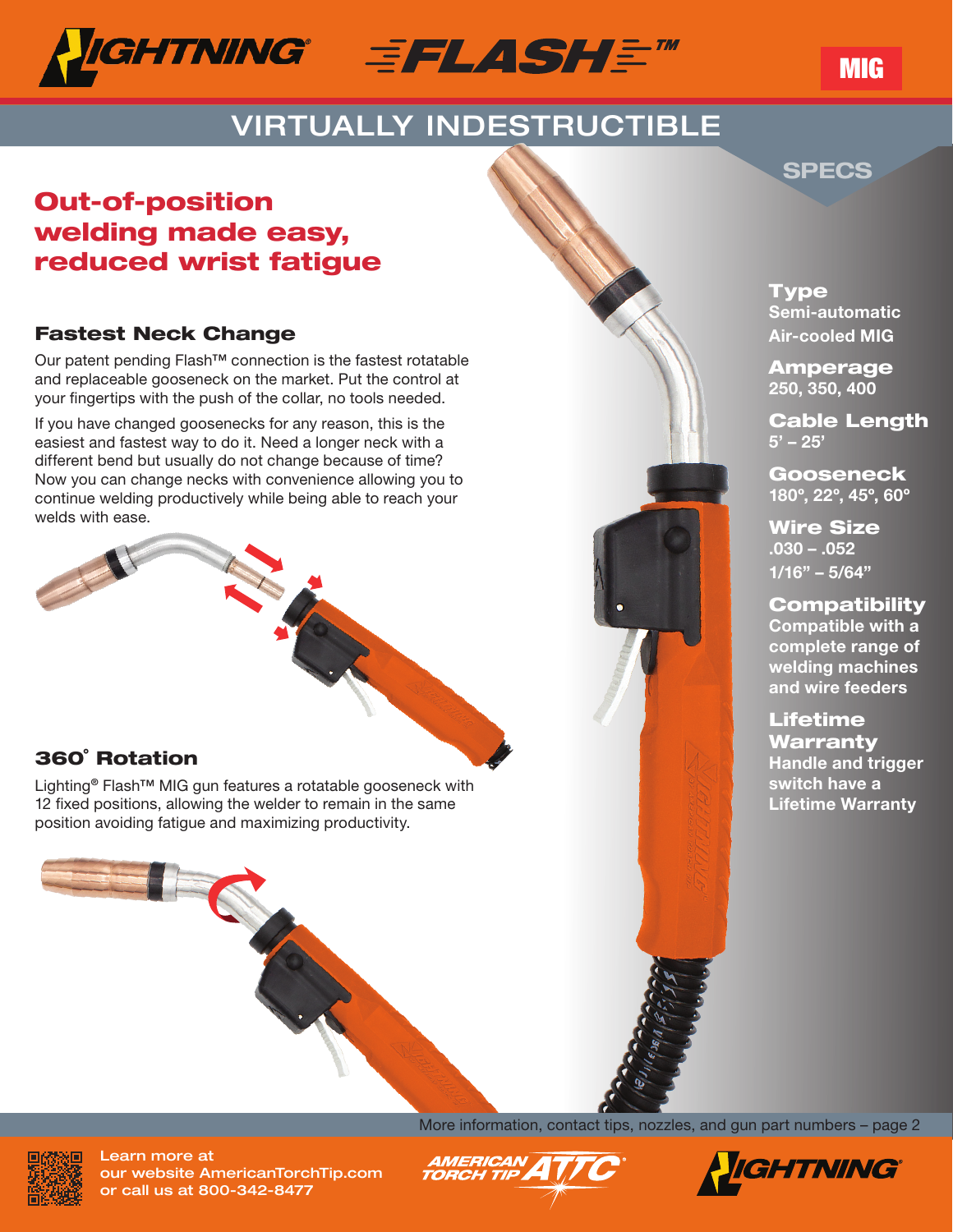# LIGHTNING® FLASH™

MIG

## VIRTUALLY INDESTRUCTIBLE

## Out-of-position welding made easy, reduced wrist fatigue

### Fastest Neck Change

Our patent pending Flash™ connection is the fastest rotatable and replaceable gooseneck on the market. Put the control at your fingertips with the push of the collar, no tools needed.

If you have changed goosenecks for any reason, this is the easiest and fastest way to do it. Need a longer neck with a different bend but usually do not change because of time? Now you can change necks with convenience allowing you to continue welding productively while being able to reach your welds with ease.

### 360° Rotation

Lighting® Flash™ MIG gun features a rotatable gooseneck with 12 fixed positions, allowing the welder to remain in the same position avoiding fatigue and maximizing productivity.

## SPECS

**Type**
Semi-automatic Air-cooled MIG

**Amperage**
250, 350, 400

**Cable Length**
5' – 25'

**Gooseneck**
180º, 22º, 45º, 60º

**Wire Size**
.030 – .052
1/16" – 5/64"

**Compatibility**
Compatible with a complete range of welding machines and wire feeders

**Lifetime Warranty**
Handle and trigger switch have a Lifetime Warranty

More information, contact tips, nozzles, and gun part numbers – page 2

Learn more at our website AmericanTorchTip.com or call us at 800-342-8477

AMERICAN TORCH TIP ATTC®

LIGHTNING®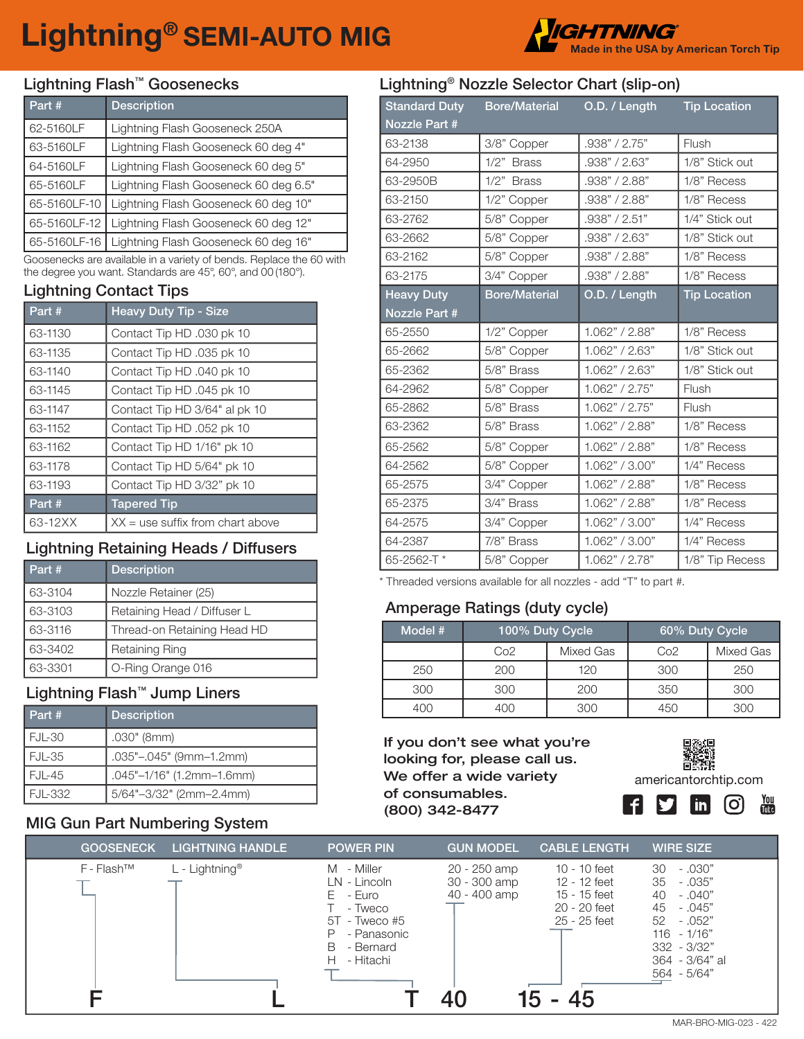# Lightning® SEMI-AUTO MIG

LIGHTNING
Made in the USA by American Torch Tip

## Lightning Flash™ Goosenecks

| Part # | Description |
|---|---|
| 62-5160LF | Lightning Flash Gooseneck 250A |
| 63-5160LF | Lightning Flash Gooseneck 60 deg 4" |
| 64-5160LF | Lightning Flash Gooseneck 60 deg 5" |
| 65-5160LF | Lightning Flash Gooseneck 60 deg 6.5" |
| 65-5160LF-10 | Lightning Flash Gooseneck 60 deg 10" |
| 65-5160LF-12 | Lightning Flash Gooseneck 60 deg 12" |
| 65-5160LF-16 | Lightning Flash Gooseneck 60 deg 16" |

Goosenecks are available in a variety of bends. Replace the 60 with the degree you want. Standards are 45°, 60°, and 00 (180°).

## Lightning Contact Tips

| Part # | Heavy Duty Tip - Size |
|---|---|
| 63-1130 | Contact Tip HD .030 pk 10 |
| 63-1135 | Contact Tip HD .035 pk 10 |
| 63-1140 | Contact Tip HD .040 pk 10 |
| 63-1145 | Contact Tip HD .045 pk 10 |
| 63-1147 | Contact Tip HD 3/64" al pk 10 |
| 63-1152 | Contact Tip HD .052 pk 10 |
| 63-1162 | Contact Tip HD 1/16" pk 10 |
| 63-1178 | Contact Tip HD 5/64" pk 10 |
| 63-1193 | Contact Tip HD 3/32" pk 10 |
| **Part #** | **Tapered Tip** |
| 63-12XX | XX = use suffix from chart above |

## Lightning Retaining Heads / Diffusers

| Part # | Description |
|---|---|
| 63-3104 | Nozzle Retainer (25) |
| 63-3103 | Retaining Head / Diffuser L |
| 63-3116 | Thread-on Retaining Head HD |
| 63-3402 | Retaining Ring |
| 63-3301 | O-Ring Orange 016 |

## Lightning Flash™ Jump Liners

| Part # | Description |
|---|---|
| FJL-30 | .030" (8mm) |
| FJL-35 | .035"–.045" (9mm–1.2mm) |
| FJL-45 | .045"–1/16" (1.2mm–1.6mm) |
| FJL-332 | 5/64"–3/32" (2mm–2.4mm) |

## Lightning® Nozzle Selector Chart (slip-on)

| Standard Duty Nozzle Part # | Bore/Material | O.D. / Length | Tip Location |
|---|---|---|---|
| 63-2138 | 3/8" Copper | .938" / 2.75" | Flush |
| 64-2950 | 1/2" Brass | .938" / 2.63" | 1/8" Stick out |
| 63-2950B | 1/2" Brass | .938" / 2.88" | 1/8" Recess |
| 63-2150 | 1/2" Copper | .938" / 2.88" | 1/8" Recess |
| 63-2762 | 5/8" Copper | .938" / 2.51" | 1/4" Stick out |
| 63-2662 | 5/8" Copper | .938" / 2.63" | 1/8" Stick out |
| 63-2162 | 5/8" Copper | .938" / 2.88" | 1/8" Recess |
| 63-2175 | 3/4" Copper | .938" / 2.88" | 1/8" Recess |
| **Heavy Duty Nozzle Part #** | **Bore/Material** | **O.D. / Length** | **Tip Location** |
| 65-2550 | 1/2" Copper | 1.062" / 2.88" | 1/8" Recess |
| 65-2662 | 5/8" Copper | 1.062" / 2.63" | 1/8" Stick out |
| 65-2362 | 5/8" Brass | 1.062" / 2.63" | 1/8" Stick out |
| 64-2962 | 5/8" Copper | 1.062" / 2.75" | Flush |
| 65-2862 | 5/8" Brass | 1.062" / 2.75" | Flush |
| 63-2362 | 5/8" Brass | 1.062" / 2.88" | 1/8" Recess |
| 65-2562 | 5/8" Copper | 1.062" / 2.88" | 1/8" Recess |
| 64-2562 | 5/8" Copper | 1.062" / 3.00" | 1/4" Recess |
| 65-2575 | 3/4" Copper | 1.062" / 2.88" | 1/8" Recess |
| 65-2375 | 3/4" Brass | 1.062" / 2.88" | 1/8" Recess |
| 64-2575 | 3/4" Copper | 1.062" / 3.00" | 1/4" Recess |
| 64-2387 | 7/8" Brass | 1.062" / 3.00" | 1/4" Recess |
| 65-2562-T * | 5/8" Copper | 1.062" / 2.78" | 1/8" Tip Recess |

\* Threaded versions available for all nozzles - add "T" to part #.

## Amperage Ratings (duty cycle)

| Model # | 100% Duty Cycle | | 60% Duty Cycle | |
|---|---|---|---|---|
| | Co2 | Mixed Gas | Co2 | Mixed Gas |
| 250 | 200 | 120 | 300 | 250 |
| 300 | 300 | 200 | 350 | 300 |
| 400 | 400 | 300 | 450 | 300 |

**If you don't see what you're looking for, please call us. We offer a wide variety of consumables. (800) 342-8477**

americantorchtip.com

## MIG Gun Part Numbering System

| GOOSENECK | LIGHTNING HANDLE | POWER PIN | GUN MODEL | CABLE LENGTH | WIRE SIZE |
|---|---|---|---|---|---|
| F - Flash™ | L - Lightning® | M - Miller<br>LN - Lincoln<br>E - Euro<br>T - Tweco<br>5T - Tweco #5<br>P - Panasonic<br>B - Bernard<br>H - Hitachi | 20 - 250 amp<br>30 - 300 amp<br>40 - 400 amp | 10 - 10 feet<br>12 - 12 feet<br>15 - 15 feet<br>20 - 20 feet<br>25 - 25 feet | 30 - .030"<br>35 - .035"<br>40 - .040"<br>45 - .045"<br>52 - .052"<br>116 - 1/16"<br>332 - 3/32"<br>364 - 3/64" al<br>564 - 5/64" |

**F L T 40 15 - 45**

MAR-BRO-MIG-023 - 422